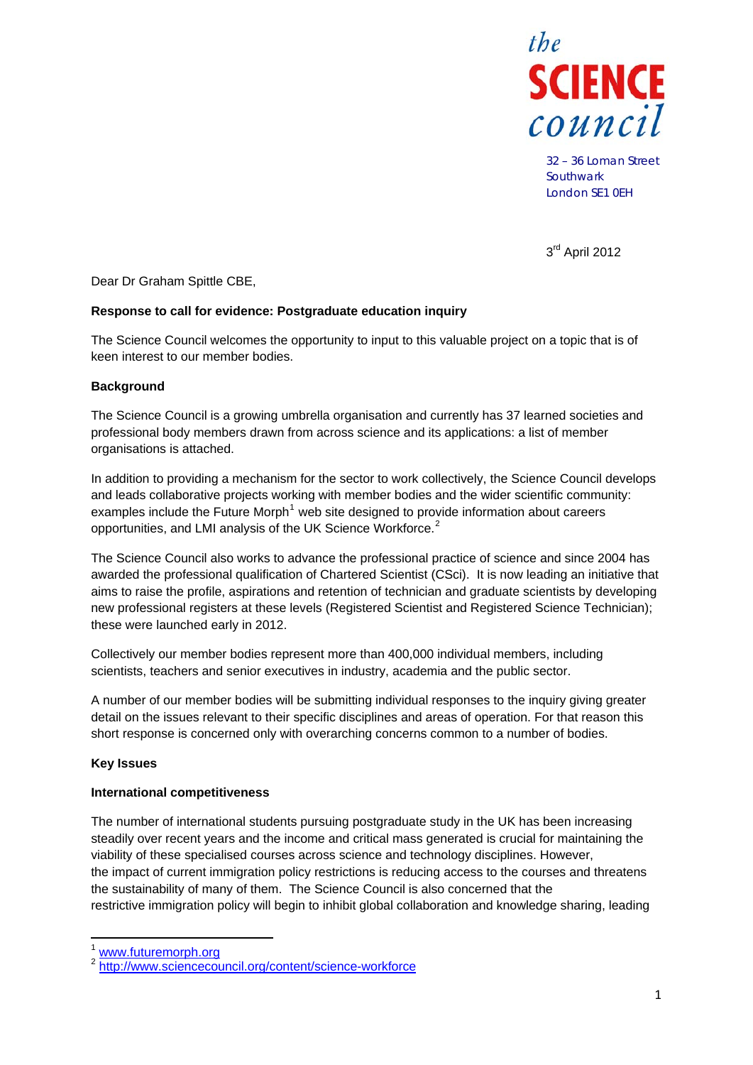the
**SCIENCE**
council

32 – 36 Loman Street
Southwark
London SE1 0EH

3rd April 2012

Dear Dr Graham Spittle CBE,

**Response to call for evidence: Postgraduate education inquiry**

The Science Council welcomes the opportunity to input to this valuable project on a topic that is of keen interest to our member bodies.

**Background**

The Science Council is a growing umbrella organisation and currently has 37 learned societies and professional body members drawn from across science and its applications: a list of member organisations is attached.

In addition to providing a mechanism for the sector to work collectively, the Science Council develops and leads collaborative projects working with member bodies and the wider scientific community: examples include the Future Morph[1] web site designed to provide information about careers opportunities, and LMI analysis of the UK Science Workforce.[2]

The Science Council also works to advance the professional practice of science and since 2004 has awarded the professional qualification of Chartered Scientist (CSci). It is now leading an initiative that aims to raise the profile, aspirations and retention of technician and graduate scientists by developing new professional registers at these levels (Registered Scientist and Registered Science Technician); these were launched early in 2012.

Collectively our member bodies represent more than 400,000 individual members, including scientists, teachers and senior executives in industry, academia and the public sector.

A number of our member bodies will be submitting individual responses to the inquiry giving greater detail on the issues relevant to their specific disciplines and areas of operation. For that reason this short response is concerned only with overarching concerns common to a number of bodies.

**Key Issues**

**International competitiveness**

The number of international students pursuing postgraduate study in the UK has been increasing steadily over recent years and the income and critical mass generated is crucial for maintaining the viability of these specialised courses across science and technology disciplines. However, the impact of current immigration policy restrictions is reducing access to the courses and threatens the sustainability of many of them. The Science Council is also concerned that the restrictive immigration policy will begin to inhibit global collaboration and knowledge sharing, leading

[1] www.futuremorph.org
[2] http://www.sciencecouncil.org/content/science-workforce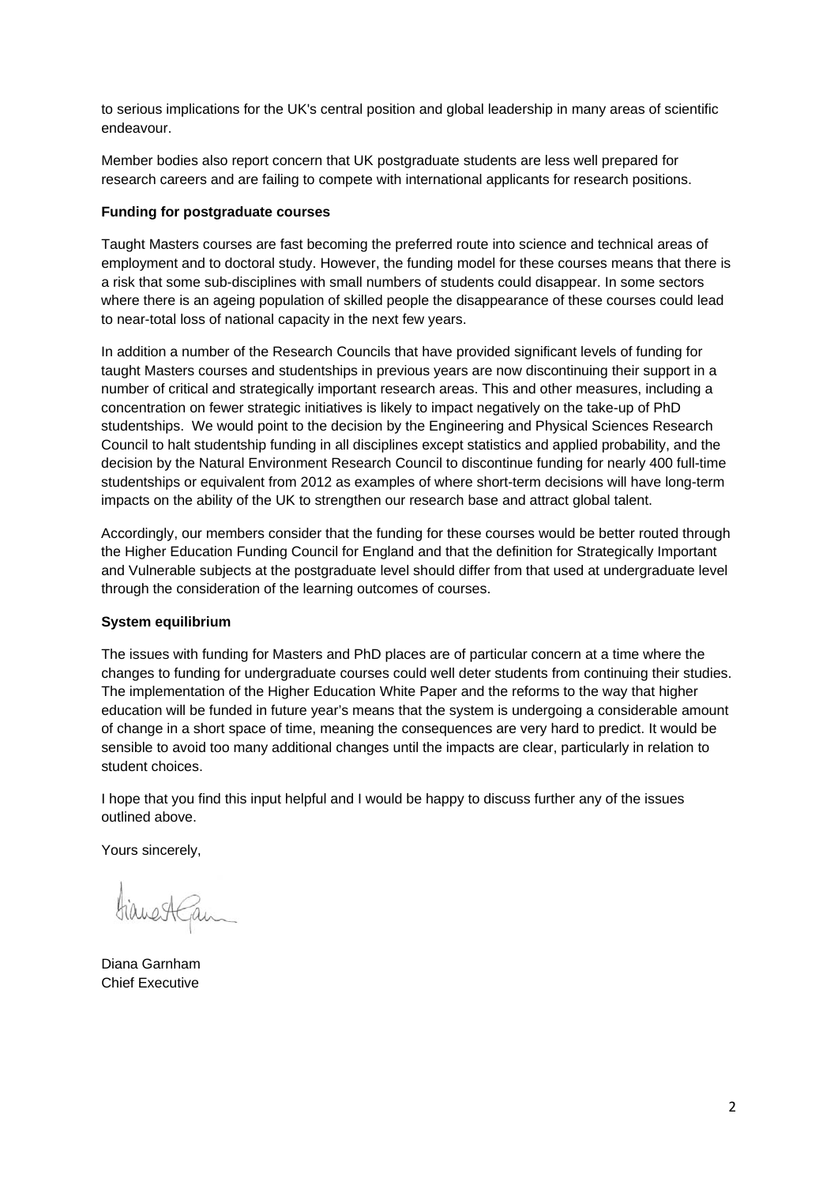to serious implications for the UK's central position and global leadership in many areas of scientific endeavour.

Member bodies also report concern that UK postgraduate students are less well prepared for research careers and are failing to compete with international applicants for research positions.

**Funding for postgraduate courses**

Taught Masters courses are fast becoming the preferred route into science and technical areas of employment and to doctoral study. However, the funding model for these courses means that there is a risk that some sub-disciplines with small numbers of students could disappear. In some sectors where there is an ageing population of skilled people the disappearance of these courses could lead to near-total loss of national capacity in the next few years.

In addition a number of the Research Councils that have provided significant levels of funding for taught Masters courses and studentships in previous years are now discontinuing their support in a number of critical and strategically important research areas. This and other measures, including a concentration on fewer strategic initiatives is likely to impact negatively on the take-up of PhD studentships. We would point to the decision by the Engineering and Physical Sciences Research Council to halt studentship funding in all disciplines except statistics and applied probability, and the decision by the Natural Environment Research Council to discontinue funding for nearly 400 full-time studentships or equivalent from 2012 as examples of where short-term decisions will have long-term impacts on the ability of the UK to strengthen our research base and attract global talent.

Accordingly, our members consider that the funding for these courses would be better routed through the Higher Education Funding Council for England and that the definition for Strategically Important and Vulnerable subjects at the postgraduate level should differ from that used at undergraduate level through the consideration of the learning outcomes of courses.

**System equilibrium**

The issues with funding for Masters and PhD places are of particular concern at a time where the changes to funding for undergraduate courses could well deter students from continuing their studies. The implementation of the Higher Education White Paper and the reforms to the way that higher education will be funded in future year's means that the system is undergoing a considerable amount of change in a short space of time, meaning the consequences are very hard to predict. It would be sensible to avoid too many additional changes until the impacts are clear, particularly in relation to student choices.

I hope that you find this input helpful and I would be happy to discuss further any of the issues outlined above.

Yours sincerely,

Diana Garnham
Chief Executive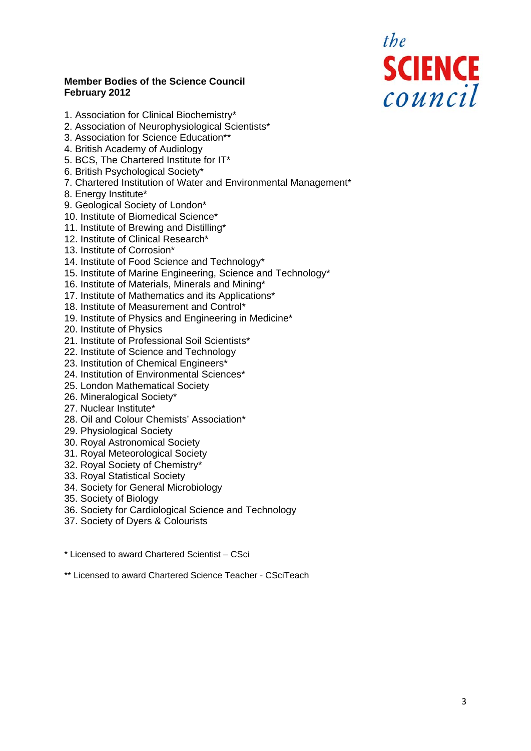the SCIENCE council

**Member Bodies of the Science Council**
**February 2012**

1. Association for Clinical Biochemistry*
2. Association of Neurophysiological Scientists*
3. Association for Science Education**
4. British Academy of Audiology
5. BCS, The Chartered Institute for IT*
6. British Psychological Society*
7. Chartered Institution of Water and Environmental Management*
8. Energy Institute*
9. Geological Society of London*
10. Institute of Biomedical Science*
11. Institute of Brewing and Distilling*
12. Institute of Clinical Research*
13. Institute of Corrosion*
14. Institute of Food Science and Technology*
15. Institute of Marine Engineering, Science and Technology*
16. Institute of Materials, Minerals and Mining*
17. Institute of Mathematics and its Applications*
18. Institute of Measurement and Control*
19. Institute of Physics and Engineering in Medicine*
20. Institute of Physics
21. Institute of Professional Soil Scientists*
22. Institute of Science and Technology
23. Institution of Chemical Engineers*
24. Institution of Environmental Sciences*
25. London Mathematical Society
26. Mineralogical Society*
27. Nuclear Institute*
28. Oil and Colour Chemists' Association*
29. Physiological Society
30. Royal Astronomical Society
31. Royal Meteorological Society
32. Royal Society of Chemistry*
33. Royal Statistical Society
34. Society for General Microbiology
35. Society of Biology
36. Society for Cardiological Science and Technology
37. Society of Dyers & Colourists

* Licensed to award Chartered Scientist – CSci

** Licensed to award Chartered Science Teacher - CSciTeach